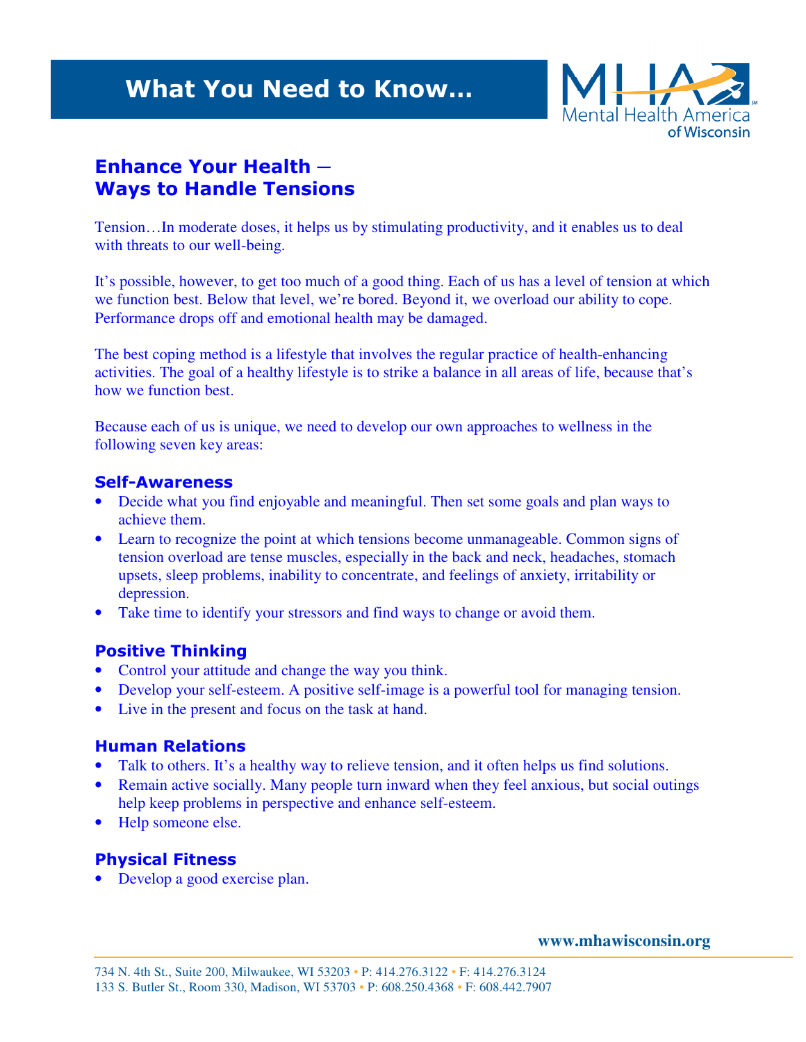# What You Need to Know…

Mental Health America of Wisconsin

## Enhance Your Health – Ways to Handle Tensions

Tension…In moderate doses, it helps us by stimulating productivity, and it enables us to deal with threats to our well-being.

It's possible, however, to get too much of a good thing. Each of us has a level of tension at which we function best. Below that level, we're bored. Beyond it, we overload our ability to cope. Performance drops off and emotional health may be damaged.

The best coping method is a lifestyle that involves the regular practice of health-enhancing activities. The goal of a healthy lifestyle is to strike a balance in all areas of life, because that's how we function best.

Because each of us is unique, we need to develop our own approaches to wellness in the following seven key areas:

### Self-Awareness

- Decide what you find enjoyable and meaningful. Then set some goals and plan ways to achieve them.
- Learn to recognize the point at which tensions become unmanageable. Common signs of tension overload are tense muscles, especially in the back and neck, headaches, stomach upsets, sleep problems, inability to concentrate, and feelings of anxiety, irritability or depression.
- Take time to identify your stressors and find ways to change or avoid them.

### Positive Thinking

- Control your attitude and change the way you think.
- Develop your self-esteem. A positive self-image is a powerful tool for managing tension.
- Live in the present and focus on the task at hand.

### Human Relations

- Talk to others. It's a healthy way to relieve tension, and it often helps us find solutions.
- Remain active socially. Many people turn inward when they feel anxious, but social outings help keep problems in perspective and enhance self-esteem.
- Help someone else.

### Physical Fitness

- Develop a good exercise plan.

www.mhawisconsin.org

734 N. 4th St., Suite 200, Milwaukee, WI 53203 • P: 414.276.3122 • F: 414.276.3124
133 S. Butler St., Room 330, Madison, WI 53703 • P: 608.250.4368 • F: 608.442.7907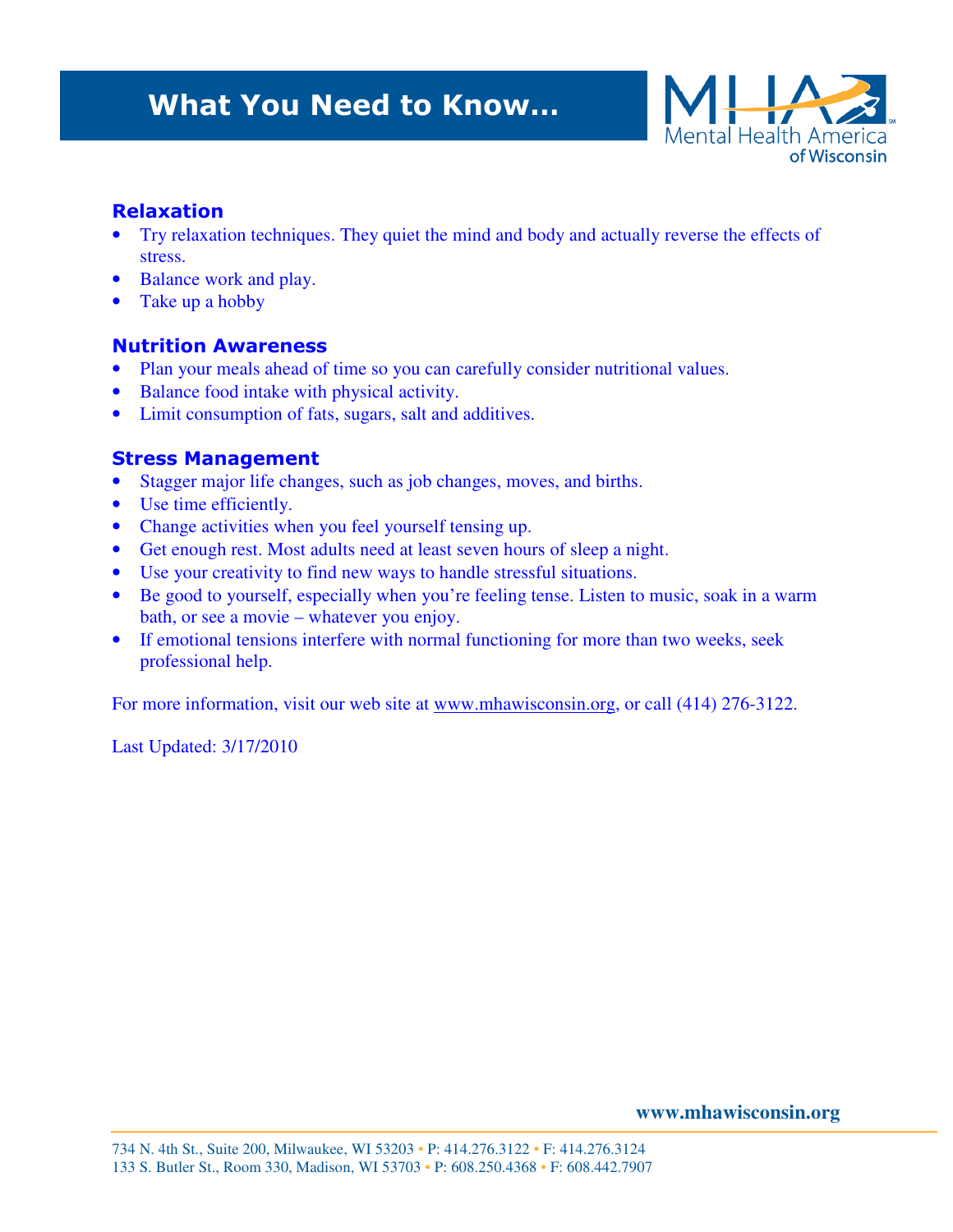# What You Need to Know…

Mental Health America of Wisconsin

## Relaxation

- Try relaxation techniques. They quiet the mind and body and actually reverse the effects of stress.
- Balance work and play.
- Take up a hobby

## Nutrition Awareness

- Plan your meals ahead of time so you can carefully consider nutritional values.
- Balance food intake with physical activity.
- Limit consumption of fats, sugars, salt and additives.

## Stress Management

- Stagger major life changes, such as job changes, moves, and births.
- Use time efficiently.
- Change activities when you feel yourself tensing up.
- Get enough rest. Most adults need at least seven hours of sleep a night.
- Use your creativity to find new ways to handle stressful situations.
- Be good to yourself, especially when you're feeling tense. Listen to music, soak in a warm bath, or see a movie – whatever you enjoy.
- If emotional tensions interfere with normal functioning for more than two weeks, seek professional help.

For more information, visit our web site at www.mhawisconsin.org, or call (414) 276-3122.

Last Updated: 3/17/2010

**www.mhawisconsin.org**

734 N. 4th St., Suite 200, Milwaukee, WI 53203 • P: 414.276.3122 • F: 414.276.3124
133 S. Butler St., Room 330, Madison, WI 53703 • P: 608.250.4368 • F: 608.442.7907